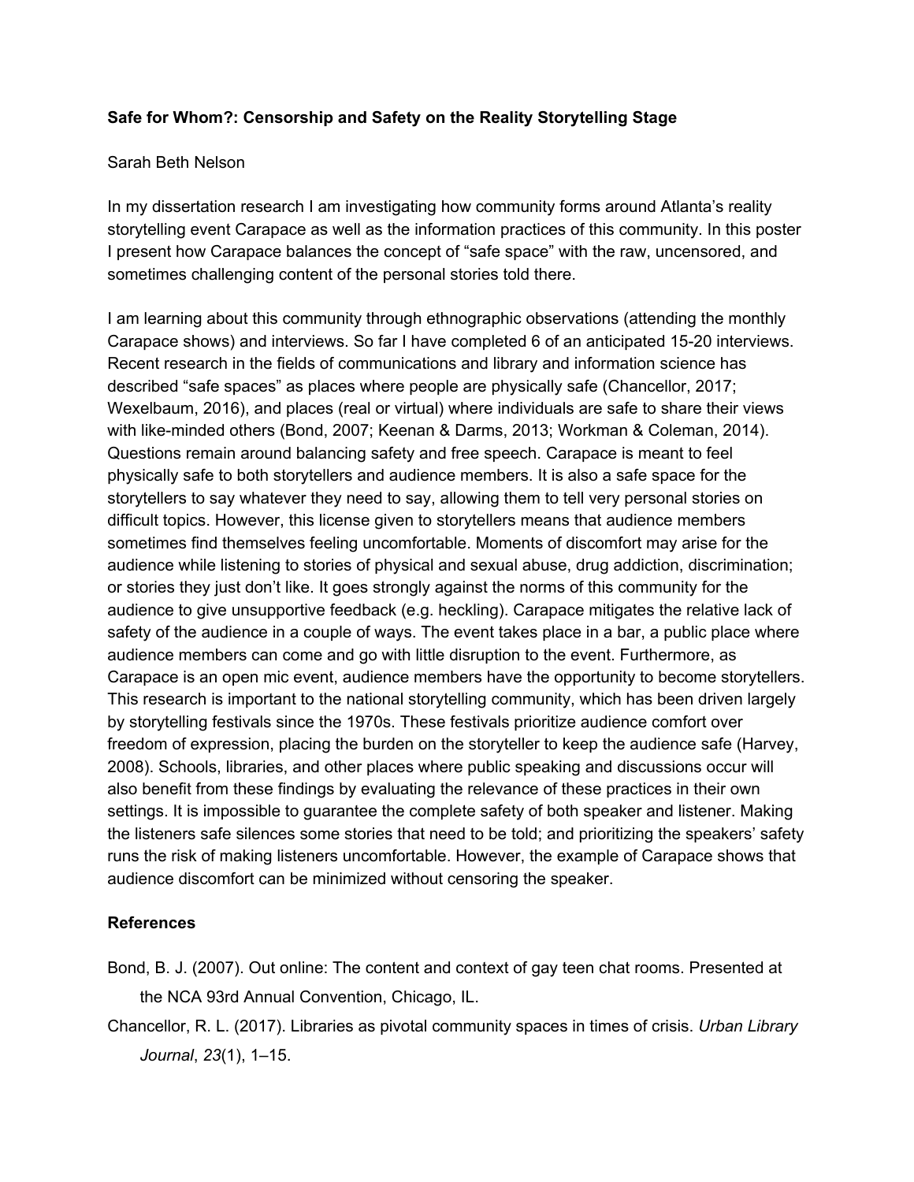**Safe for Whom?: Censorship and Safety on the Reality Storytelling Stage**

Sarah Beth Nelson

In my dissertation research I am investigating how community forms around Atlanta's reality storytelling event Carapace as well as the information practices of this community. In this poster I present how Carapace balances the concept of "safe space" with the raw, uncensored, and sometimes challenging content of the personal stories told there.

I am learning about this community through ethnographic observations (attending the monthly Carapace shows) and interviews. So far I have completed 6 of an anticipated 15-20 interviews. Recent research in the fields of communications and library and information science has described "safe spaces" as places where people are physically safe (Chancellor, 2017; Wexelbaum, 2016), and places (real or virtual) where individuals are safe to share their views with like-minded others (Bond, 2007; Keenan & Darms, 2013; Workman & Coleman, 2014). Questions remain around balancing safety and free speech. Carapace is meant to feel physically safe to both storytellers and audience members. It is also a safe space for the storytellers to say whatever they need to say, allowing them to tell very personal stories on difficult topics. However, this license given to storytellers means that audience members sometimes find themselves feeling uncomfortable. Moments of discomfort may arise for the audience while listening to stories of physical and sexual abuse, drug addiction, discrimination; or stories they just don't like. It goes strongly against the norms of this community for the audience to give unsupportive feedback (e.g. heckling). Carapace mitigates the relative lack of safety of the audience in a couple of ways. The event takes place in a bar, a public place where audience members can come and go with little disruption to the event. Furthermore, as Carapace is an open mic event, audience members have the opportunity to become storytellers. This research is important to the national storytelling community, which has been driven largely by storytelling festivals since the 1970s. These festivals prioritize audience comfort over freedom of expression, placing the burden on the storyteller to keep the audience safe (Harvey, 2008). Schools, libraries, and other places where public speaking and discussions occur will also benefit from these findings by evaluating the relevance of these practices in their own settings. It is impossible to guarantee the complete safety of both speaker and listener. Making the listeners safe silences some stories that need to be told; and prioritizing the speakers' safety runs the risk of making listeners uncomfortable. However, the example of Carapace shows that audience discomfort can be minimized without censoring the speaker.

**References**

Bond, B. J. (2007). Out online: The content and context of gay teen chat rooms. Presented at the NCA 93rd Annual Convention, Chicago, IL.

Chancellor, R. L. (2017). Libraries as pivotal community spaces in times of crisis. *Urban Library Journal*, *23*(1), 1–15.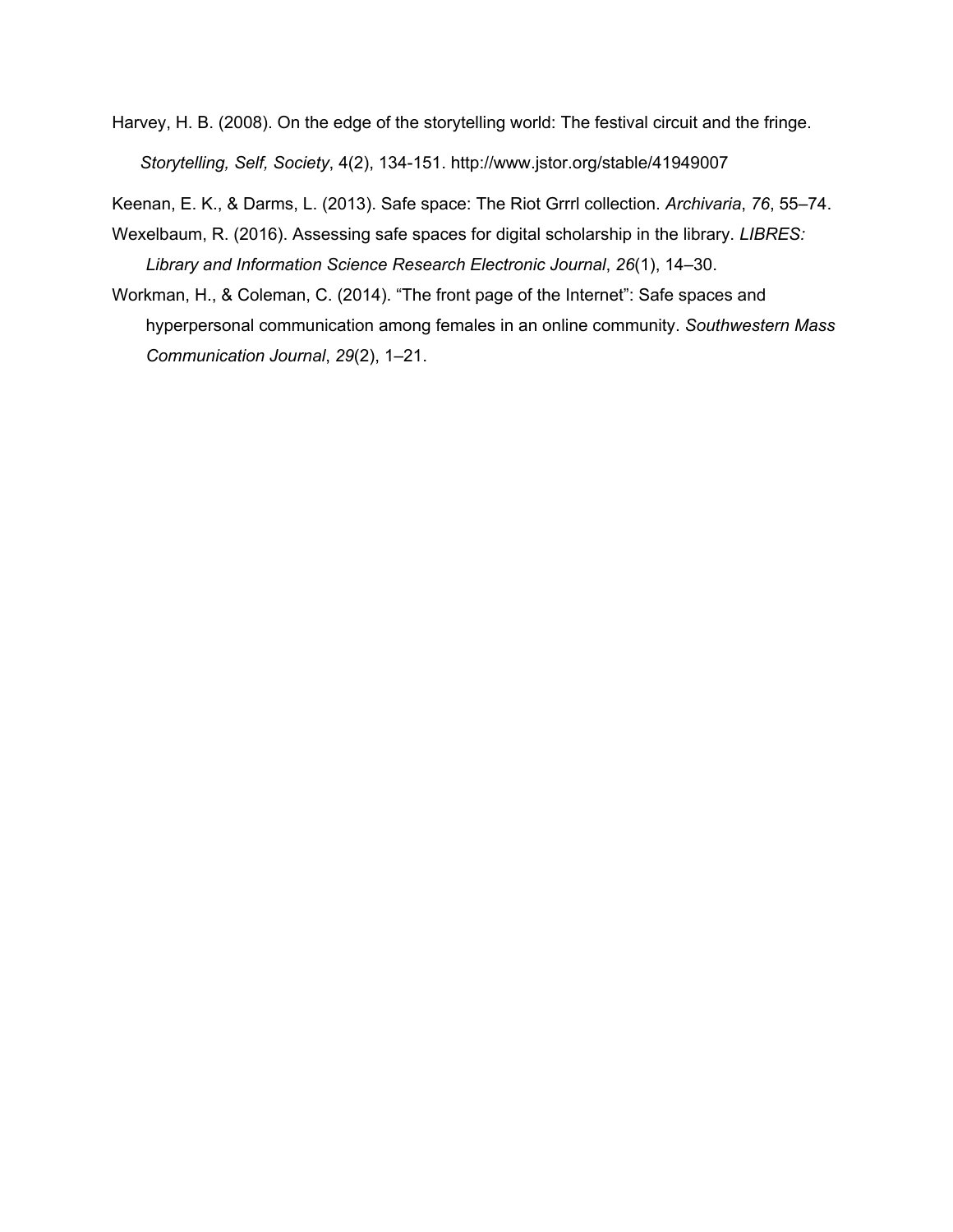Harvey, H. B. (2008). On the edge of the storytelling world: The festival circuit and the fringe. *Storytelling, Self, Society*, 4(2), 134-151. http://www.jstor.org/stable/41949007

Keenan, E. K., & Darms, L. (2013). Safe space: The Riot Grrrl collection. *Archivaria*, *76*, 55–74.

Wexelbaum, R. (2016). Assessing safe spaces for digital scholarship in the library. *LIBRES: Library and Information Science Research Electronic Journal*, *26*(1), 14–30.

Workman, H., & Coleman, C. (2014). "The front page of the Internet": Safe spaces and hyperpersonal communication among females in an online community. *Southwestern Mass Communication Journal*, *29*(2), 1–21.